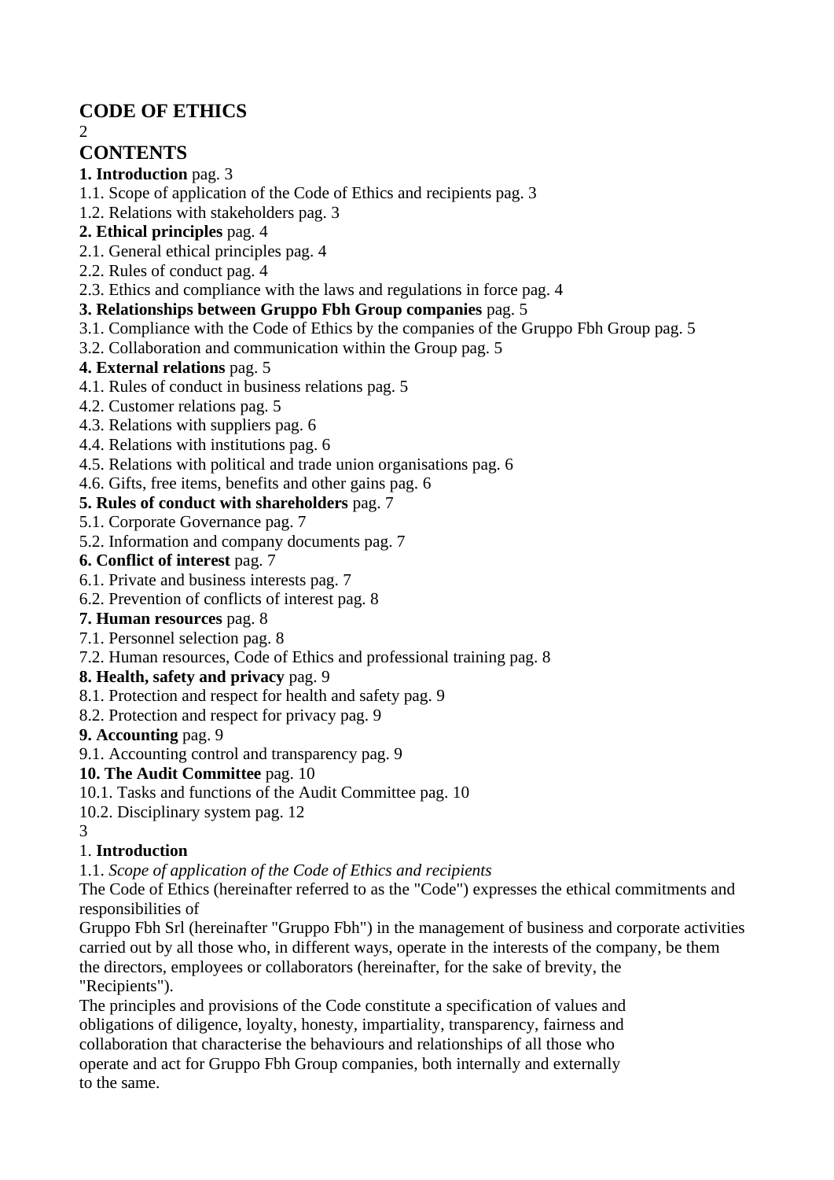# CODE OF ETHICS

## CONTENTS

**1. Introduction** pag. 3
1.1. Scope of application of the Code of Ethics and recipients pag. 3
1.2. Relations with stakeholders pag. 3
**2. Ethical principles** pag. 4
2.1. General ethical principles pag. 4
2.2. Rules of conduct pag. 4
2.3. Ethics and compliance with the laws and regulations in force pag. 4
**3. Relationships between Gruppo Fbh Group companies** pag. 5
3.1. Compliance with the Code of Ethics by the companies of the Gruppo Fbh Group pag. 5
3.2. Collaboration and communication within the Group pag. 5
**4. External relations** pag. 5
4.1. Rules of conduct in business relations pag. 5
4.2. Customer relations pag. 5
4.3. Relations with suppliers pag. 6
4.4. Relations with institutions pag. 6
4.5. Relations with political and trade union organisations pag. 6
4.6. Gifts, free items, benefits and other gains pag. 6
**5. Rules of conduct with shareholders** pag. 7
5.1. Corporate Governance pag. 7
5.2. Information and company documents pag. 7
**6. Conflict of interest** pag. 7
6.1. Private and business interests pag. 7
6.2. Prevention of conflicts of interest pag. 8
**7. Human resources** pag. 8
7.1. Personnel selection pag. 8
7.2. Human resources, Code of Ethics and professional training pag. 8
**8. Health, safety and privacy** pag. 9
8.1. Protection and respect for health and safety pag. 9
8.2. Protection and respect for privacy pag. 9
**9. Accounting** pag. 9
9.1. Accounting control and transparency pag. 9
**10. The Audit Committee** pag. 10
10.1. Tasks and functions of the Audit Committee pag. 10
10.2. Disciplinary system pag. 12

## 1. **Introduction**

### 1.1. *Scope of application of the Code of Ethics and recipients*

The Code of Ethics (hereinafter referred to as the "Code") expresses the ethical commitments and responsibilities of Gruppo Fbh Srl (hereinafter "Gruppo Fbh") in the management of business and corporate activities carried out by all those who, in different ways, operate in the interests of the company, be them the directors, employees or collaborators (hereinafter, for the sake of brevity, the "Recipients").

The principles and provisions of the Code constitute a specification of values and obligations of diligence, loyalty, honesty, impartiality, transparency, fairness and collaboration that characterise the behaviours and relationships of all those who operate and act for Gruppo Fbh Group companies, both internally and externally to the same.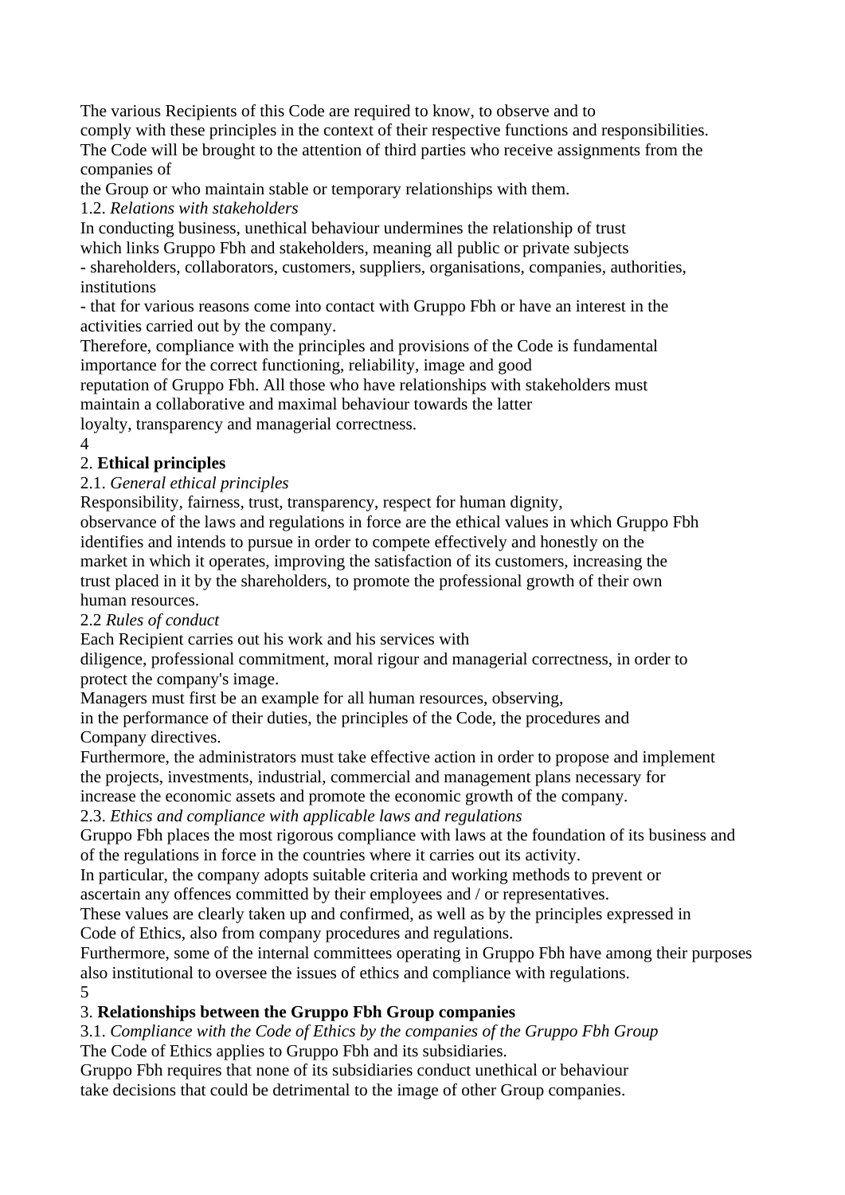The various Recipients of this Code are required to know, to observe and to comply with these principles in the context of their respective functions and responsibilities. The Code will be brought to the attention of third parties who receive assignments from the companies of the Group or who maintain stable or temporary relationships with them.

1.2. *Relations with stakeholders*

In conducting business, unethical behaviour undermines the relationship of trust which links Gruppo Fbh and stakeholders, meaning all public or private subjects - shareholders, collaborators, customers, suppliers, organisations, companies, authorities, institutions - that for various reasons come into contact with Gruppo Fbh or have an interest in the activities carried out by the company.

Therefore, compliance with the principles and provisions of the Code is fundamental importance for the correct functioning, reliability, image and good reputation of Gruppo Fbh. All those who have relationships with stakeholders must maintain a collaborative and maximal behaviour towards the latter loyalty, transparency and managerial correctness.

## 2. **Ethical principles**

2.1. *General ethical principles*

Responsibility, fairness, trust, transparency, respect for human dignity, observance of the laws and regulations in force are the ethical values in which Gruppo Fbh identifies and intends to pursue in order to compete effectively and honestly on the market in which it operates, improving the satisfaction of its customers, increasing the trust placed in it by the shareholders, to promote the professional growth of their own human resources.

2.2 *Rules of conduct*

Each Recipient carries out his work and his services with diligence, professional commitment, moral rigour and managerial correctness, in order to protect the company's image.

Managers must first be an example for all human resources, observing, in the performance of their duties, the principles of the Code, the procedures and Company directives.

Furthermore, the administrators must take effective action in order to propose and implement the projects, investments, industrial, commercial and management plans necessary for increase the economic assets and promote the economic growth of the company.

2.3. *Ethics and compliance with applicable laws and regulations*

Gruppo Fbh places the most rigorous compliance with laws at the foundation of its business and of the regulations in force in the countries where it carries out its activity.

In particular, the company adopts suitable criteria and working methods to prevent or ascertain any offences committed by their employees and / or representatives.

These values are clearly taken up and confirmed, as well as by the principles expressed in Code of Ethics, also from company procedures and regulations.

Furthermore, some of the internal committees operating in Gruppo Fbh have among their purposes also institutional to oversee the issues of ethics and compliance with regulations.

## 3. **Relationships between the Gruppo Fbh Group companies**

3.1. *Compliance with the Code of Ethics by the companies of the Gruppo Fbh Group*

The Code of Ethics applies to Gruppo Fbh and its subsidiaries.

Gruppo Fbh requires that none of its subsidiaries conduct unethical or behaviour take decisions that could be detrimental to the image of other Group companies.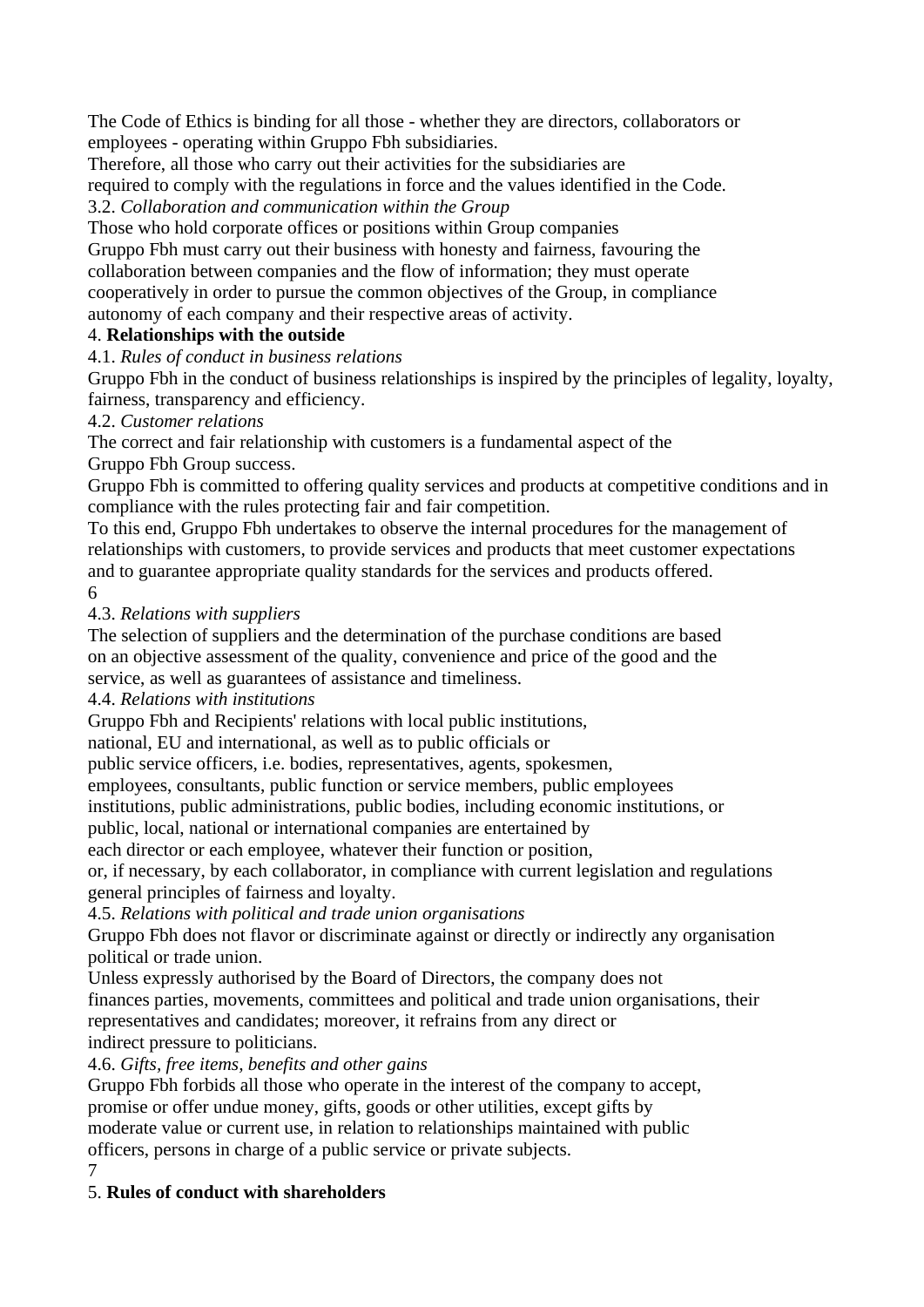The Code of Ethics is binding for all those - whether they are directors, collaborators or employees - operating within Gruppo Fbh subsidiaries.
Therefore, all those who carry out their activities for the subsidiaries are required to comply with the regulations in force and the values identified in the Code.

3.2. *Collaboration and communication within the Group*

Those who hold corporate offices or positions within Group companies Gruppo Fbh must carry out their business with honesty and fairness, favouring the collaboration between companies and the flow of information; they must operate cooperatively in order to pursue the common objectives of the Group, in compliance autonomy of each company and their respective areas of activity.

4. **Relationships with the outside**

4.1. *Rules of conduct in business relations*

Gruppo Fbh in the conduct of business relationships is inspired by the principles of legality, loyalty, fairness, transparency and efficiency.

4.2. *Customer relations*

The correct and fair relationship with customers is a fundamental aspect of the Gruppo Fbh Group success.
Gruppo Fbh is committed to offering quality services and products at competitive conditions and in compliance with the rules protecting fair and fair competition.
To this end, Gruppo Fbh undertakes to observe the internal procedures for the management of relationships with customers, to provide services and products that meet customer expectations and to guarantee appropriate quality standards for the services and products offered.

4.3. *Relations with suppliers*

The selection of suppliers and the determination of the purchase conditions are based on an objective assessment of the quality, convenience and price of the good and the service, as well as guarantees of assistance and timeliness.

4.4. *Relations with institutions*

Gruppo Fbh and Recipients' relations with local public institutions, national, EU and international, as well as to public officials or public service officers, i.e. bodies, representatives, agents, spokesmen, employees, consultants, public function or service members, public employees institutions, public administrations, public bodies, including economic institutions, or public, local, national or international companies are entertained by each director or each employee, whatever their function or position, or, if necessary, by each collaborator, in compliance with current legislation and regulations general principles of fairness and loyalty.

4.5. *Relations with political and trade union organisations*

Gruppo Fbh does not flavor or discriminate against or directly or indirectly any organisation political or trade union.
Unless expressly authorised by the Board of Directors, the company does not finances parties, movements, committees and political and trade union organisations, their representatives and candidates; moreover, it refrains from any direct or indirect pressure to politicians.

4.6. *Gifts, free items, benefits and other gains*

Gruppo Fbh forbids all those who operate in the interest of the company to accept, promise or offer undue money, gifts, goods or other utilities, except gifts by moderate value or current use, in relation to relationships maintained with public officers, persons in charge of a public service or private subjects.

5. **Rules of conduct with shareholders**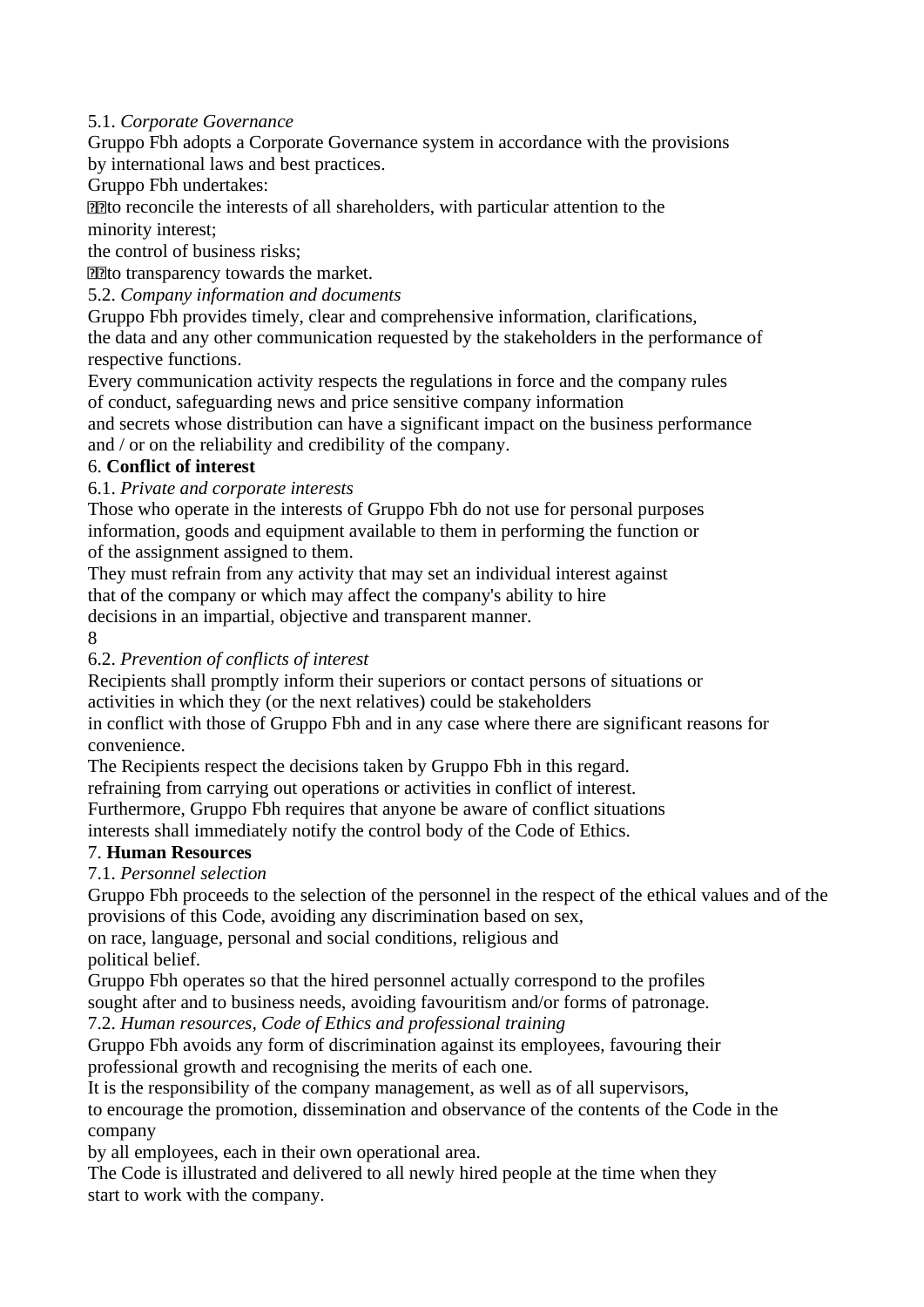5.1. *Corporate Governance*

Gruppo Fbh adopts a Corporate Governance system in accordance with the provisions by international laws and best practices.

Gruppo Fbh undertakes:

- to reconcile the interests of all shareholders, with particular attention to the minority interest;
- the control of business risks;
- to transparency towards the market.

5.2. *Company information and documents*

Gruppo Fbh provides timely, clear and comprehensive information, clarifications, the data and any other communication requested by the stakeholders in the performance of respective functions.

Every communication activity respects the regulations in force and the company rules of conduct, safeguarding news and price sensitive company information and secrets whose distribution can have a significant impact on the business performance and / or on the reliability and credibility of the company.

6. **Conflict of interest**

6.1. *Private and corporate interests*

Those who operate in the interests of Gruppo Fbh do not use for personal purposes information, goods and equipment available to them in performing the function or of the assignment assigned to them.

They must refrain from any activity that may set an individual interest against that of the company or which may affect the company's ability to hire decisions in an impartial, objective and transparent manner.

6.2. *Prevention of conflicts of interest*

Recipients shall promptly inform their superiors or contact persons of situations or activities in which they (or the next relatives) could be stakeholders in conflict with those of Gruppo Fbh and in any case where there are significant reasons for convenience.

The Recipients respect the decisions taken by Gruppo Fbh in this regard. refraining from carrying out operations or activities in conflict of interest.

Furthermore, Gruppo Fbh requires that anyone be aware of conflict situations interests shall immediately notify the control body of the Code of Ethics.

7. **Human Resources**

7.1. *Personnel selection*

Gruppo Fbh proceeds to the selection of the personnel in the respect of the ethical values and of the provisions of this Code, avoiding any discrimination based on sex, on race, language, personal and social conditions, religious and political belief.

Gruppo Fbh operates so that the hired personnel actually correspond to the profiles sought after and to business needs, avoiding favouritism and/or forms of patronage.

7.2. *Human resources, Code of Ethics and professional training*

Gruppo Fbh avoids any form of discrimination against its employees, favouring their professional growth and recognising the merits of each one.

It is the responsibility of the company management, as well as of all supervisors, to encourage the promotion, dissemination and observance of the contents of the Code in the company by all employees, each in their own operational area.

The Code is illustrated and delivered to all newly hired people at the time when they start to work with the company.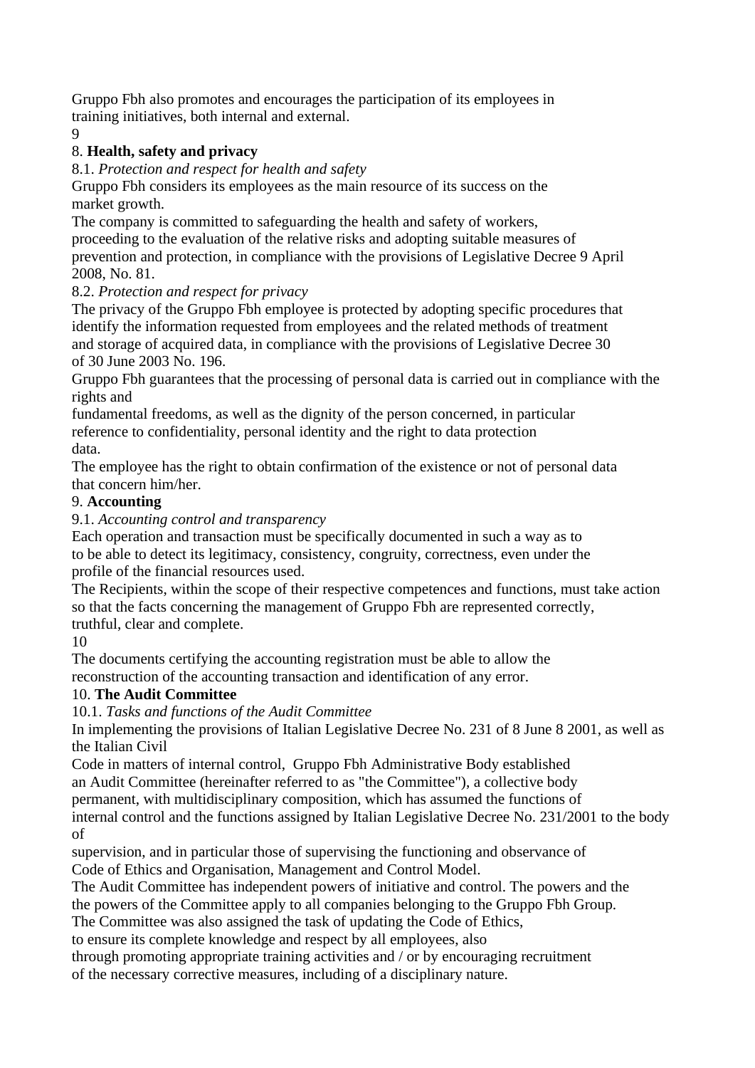Gruppo Fbh also promotes and encourages the participation of its employees in training initiatives, both internal and external.

## 8. **Health, safety and privacy**

### 8.1. *Protection and respect for health and safety*

Gruppo Fbh considers its employees as the main resource of its success on the market growth.

The company is committed to safeguarding the health and safety of workers, proceeding to the evaluation of the relative risks and adopting suitable measures of prevention and protection, in compliance with the provisions of Legislative Decree 9 April 2008, No. 81.

### 8.2. *Protection and respect for privacy*

The privacy of the Gruppo Fbh employee is protected by adopting specific procedures that identify the information requested from employees and the related methods of treatment and storage of acquired data, in compliance with the provisions of Legislative Decree 30 of 30 June 2003 No. 196.

Gruppo Fbh guarantees that the processing of personal data is carried out in compliance with the rights and fundamental freedoms, as well as the dignity of the person concerned, in particular reference to confidentiality, personal identity and the right to data protection data.

The employee has the right to obtain confirmation of the existence or not of personal data that concern him/her.

## 9. **Accounting**

### 9.1. *Accounting control and transparency*

Each operation and transaction must be specifically documented in such a way as to to be able to detect its legitimacy, consistency, congruity, correctness, even under the profile of the financial resources used.

The Recipients, within the scope of their respective competences and functions, must take action so that the facts concerning the management of Gruppo Fbh are represented correctly, truthful, clear and complete.

The documents certifying the accounting registration must be able to allow the reconstruction of the accounting transaction and identification of any error.

## 10. **The Audit Committee**

### 10.1. *Tasks and functions of the Audit Committee*

In implementing the provisions of Italian Legislative Decree No. 231 of 8 June 8 2001, as well as the Italian Civil Code in matters of internal control, Gruppo Fbh Administrative Body established an Audit Committee (hereinafter referred to as "the Committee"), a collective body permanent, with multidisciplinary composition, which has assumed the functions of internal control and the functions assigned by Italian Legislative Decree No. 231/2001 to the body of supervision, and in particular those of supervising the functioning and observance of Code of Ethics and Organisation, Management and Control Model.

The Audit Committee has independent powers of initiative and control. The powers and the the powers of the Committee apply to all companies belonging to the Gruppo Fbh Group.

The Committee was also assigned the task of updating the Code of Ethics, to ensure its complete knowledge and respect by all employees, also through promoting appropriate training activities and / or by encouraging recruitment of the necessary corrective measures, including of a disciplinary nature.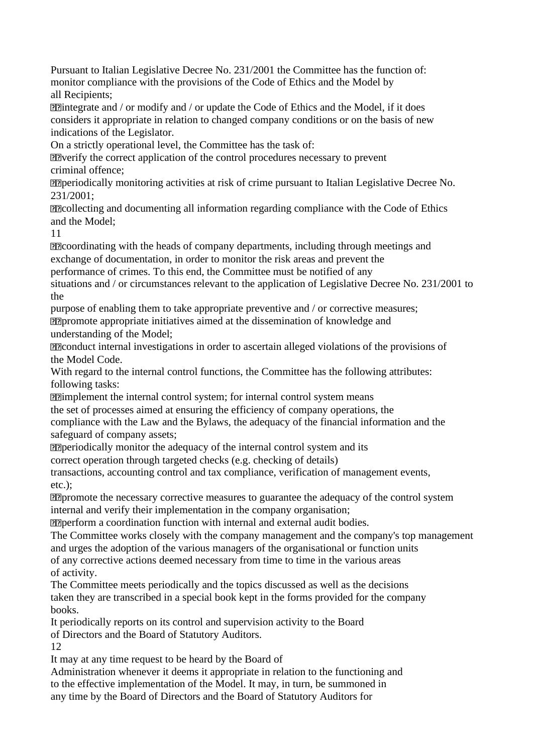Pursuant to Italian Legislative Decree No. 231/2001 the Committee has the function of:
monitor compliance with the provisions of the Code of Ethics and the Model by all Recipients;

- integrate and / or modify and / or update the Code of Ethics and the Model, if it does considers it appropriate in relation to changed company conditions or on the basis of new indications of the Legislator.

On a strictly operational level, the Committee has the task of:

- verify the correct application of the control procedures necessary to prevent criminal offence;
- periodically monitoring activities at risk of crime pursuant to Italian Legislative Decree No. 231/2001;
- collecting and documenting all information regarding compliance with the Code of Ethics and the Model;
- coordinating with the heads of company departments, including through meetings and exchange of documentation, in order to monitor the risk areas and prevent the performance of crimes. To this end, the Committee must be notified of any situations and / or circumstances relevant to the application of Legislative Decree No. 231/2001 to the purpose of enabling them to take appropriate preventive and / or corrective measures;
- promote appropriate initiatives aimed at the dissemination of knowledge and understanding of the Model;
- conduct internal investigations in order to ascertain alleged violations of the provisions of the Model Code.

With regard to the internal control functions, the Committee has the following attributes: following tasks:

- implement the internal control system; for internal control system means the set of processes aimed at ensuring the efficiency of company operations, the compliance with the Law and the Bylaws, the adequacy of the financial information and the safeguard of company assets;
- periodically monitor the adequacy of the internal control system and its correct operation through targeted checks (e.g. checking of details) transactions, accounting control and tax compliance, verification of management events, etc.);
- promote the necessary corrective measures to guarantee the adequacy of the control system internal and verify their implementation in the company organisation;
- perform a coordination function with internal and external audit bodies.

The Committee works closely with the company management and the company's top management and urges the adoption of the various managers of the organisational or function units of any corrective actions deemed necessary from time to time in the various areas of activity.

The Committee meets periodically and the topics discussed as well as the decisions taken they are transcribed in a special book kept in the forms provided for the company books.

It periodically reports on its control and supervision activity to the Board of Directors and the Board of Statutory Auditors.

It may at any time request to be heard by the Board of Administration whenever it deems it appropriate in relation to the functioning and to the effective implementation of the Model. It may, in turn, be summoned in any time by the Board of Directors and the Board of Statutory Auditors for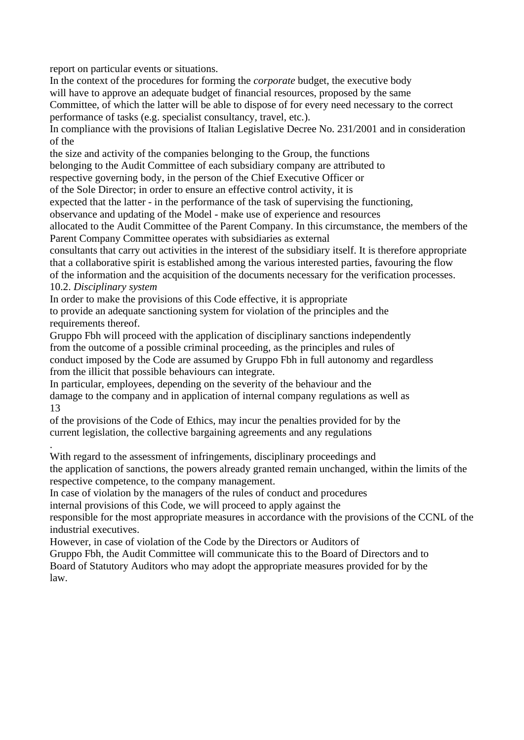report on particular events or situations.

In the context of the procedures for forming the *corporate* budget, the executive body will have to approve an adequate budget of financial resources, proposed by the same Committee, of which the latter will be able to dispose of for every need necessary to the correct performance of tasks (e.g. specialist consultancy, travel, etc.).

In compliance with the provisions of Italian Legislative Decree No. 231/2001 and in consideration of the the size and activity of the companies belonging to the Group, the functions belonging to the Audit Committee of each subsidiary company are attributed to respective governing body, in the person of the Chief Executive Officer or of the Sole Director; in order to ensure an effective control activity, it is expected that the latter - in the performance of the task of supervising the functioning, observance and updating of the Model - make use of experience and resources allocated to the Audit Committee of the Parent Company. In this circumstance, the members of the Parent Company Committee operates with subsidiaries as external consultants that carry out activities in the interest of the subsidiary itself. It is therefore appropriate that a collaborative spirit is established among the various interested parties, favouring the flow of the information and the acquisition of the documents necessary for the verification processes.

10.2. *Disciplinary system*

In order to make the provisions of this Code effective, it is appropriate to provide an adequate sanctioning system for violation of the principles and the requirements thereof.

Gruppo Fbh will proceed with the application of disciplinary sanctions independently from the outcome of a possible criminal proceeding, as the principles and rules of conduct imposed by the Code are assumed by Gruppo Fbh in full autonomy and regardless from the illicit that possible behaviours can integrate.

In particular, employees, depending on the severity of the behaviour and the damage to the company and in application of internal company regulations as well as of the provisions of the Code of Ethics, may incur the penalties provided for by the current legislation, the collective bargaining agreements and any regulations .

With regard to the assessment of infringements, disciplinary proceedings and the application of sanctions, the powers already granted remain unchanged, within the limits of the respective competence, to the company management.

In case of violation by the managers of the rules of conduct and procedures internal provisions of this Code, we will proceed to apply against the responsible for the most appropriate measures in accordance with the provisions of the CCNL of the industrial executives.

However, in case of violation of the Code by the Directors or Auditors of Gruppo Fbh, the Audit Committee will communicate this to the Board of Directors and to Board of Statutory Auditors who may adopt the appropriate measures provided for by the law.